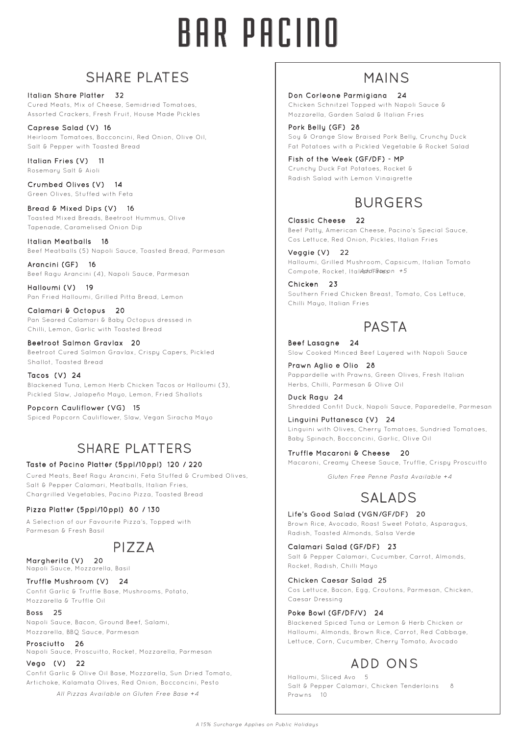# BAR PACINO

## SHARE PLATES

**Italian Share Platter 32**
Cured Meats, Mix of Cheese, Semidried Tomatoes, Assorted Crackers, Fresh Fruit, House Made Pickles

**Caprese Salad (V) 16**
Heirloom Tomatoes, Bocconcini, Red Onion, Olive Oil, Salt & Pepper with Toasted Bread

**Italian Fries (V) 11**
Rosemary Salt & Aioli

**Crumbed Olives (V) 14**
Green Olives, Stuffed with Feta

**Bread & Mixed Dips (V) 16**
Toasted Mixed Breads, Beetroot Hummus, Olive Tapenade, Caramelised Onion Dip

**Italian Meatballs 18**
Beef Meatballs (5) Napoli Sauce, Toasted Bread, Parmesan

**Arancini (GF) 16**
Beef Ragu Arancini (4), Napoli Sauce, Parmesan

**Halloumi (V) 19**
Pan Fried Halloumi, Grilled Pitta Bread, Lemon

**Calamari & Octopus 20**
Pan Seared Calamari & Baby Octopus dressed in Chilli, Lemon, Garlic with Toasted Bread

**Beetroot Salmon Gravlax 20**
Beetroot Cured Salmon Gravlax, Crispy Capers, Pickled Shallot, Toasted Bread

**Tacos (V) 24**
Blackened Tuna, Lemon Herb Chicken Tacos or Halloumi (3), Pickled Slaw, Jalapeño Mayo, Lemon, Fried Shallots

**Popcorn Cauliflower (VG) 15**
Spiced Popcorn Cauliflower, Slaw, Vegan Siracha Mayo

## SHARE PLATTERS

**Taste of Pacino Platter (5ppl/10ppl) 120 / 220**
Cured Meats, Beef Ragu Arancini, Feta Stuffed & Crumbed Olives, Salt & Pepper Calamari, Meatballs, Italian Fries, Chargrilled Vegetables, Pacino Pizza, Toasted Bread

**Pizza Platter (5ppl/10ppl) 80 / 130**
A Selection of our Favourite Pizza's, Topped with Parmesan & Fresh Basil

## PIZZA

**Margherita (V) 20**
Napoli Sauce, Mozzarella, Basil

**Truffle Mushroom (V) 24**
Confit Garlic & Truffle Base, Mushrooms, Potato, Mozzarella & Truffle Oil

**Boss 25**
Napoli Sauce, Bacon, Ground Beef, Salami, Mozzarella, BBQ Sauce, Parmesan

**Prosciutto 26**
Napoli Sauce, Proscuitto, Rocket, Mozzarella, Parmesan

**Vego (V) 22**
Confit Garlic & Olive Oil Base, Mozzarella, Sun Dried Tomato, Artichoke, Kalamata Olives, Red Onion, Bocconcini, Pesto

*All Pizzas Available on Gluten Free Base +4*

## MAINS

**Don Corleone Parmigiana 24**
Chicken Schnitzel Topped with Napoli Sauce & Mozzarella, Garden Salad & Italian Fries

**Pork Belly (GF) 28**
Soy & Orange Slow Braised Pork Belly, Crunchy Duck Fat Potatoes with a Pickled Vegetable & Rocket Salad

**Fish of the Week (GF/DF) - MP**
Crunchy Duck Fat Potatoes, Rocket & Radish Salad with Lemon Vinaigrette

## BURGERS

**Classic Cheese 22**
Beef Patty, American Cheese, Pacino's Special Sauce, Cos Lettuce, Red Onion, Pickles, Italian Fries

**Veggie (V) 22**
Halloumi, Grilled Mushroom, Capsicum, Italian Tomato Compote, Rocket, Italian Fries

*Add Bacon +5*

**Chicken 23**
Southern Fried Chicken Breast, Tomato, Cos Lettuce, Chilli Mayo, Italian Fries

## PASTA

**Beef Lasagne 24**
Slow Cooked Minced Beef Layered with Napoli Sauce

**Prawn Aglio e Olio 28**
Pappardelle with Prawns, Green Olives, Fresh Italian Herbs, Chilli, Parmesan & Olive Oil

**Duck Ragu 24**
Shredded Confit Duck, Napoli Sauce, Paparedelle, Parmesan

**Linguini Puttanesca (V) 24**
Linguini with Olives, Cherry Tomatoes, Sundried Tomatoes, Baby Spinach, Bocconcini, Garlic, Olive Oil

**Truffle Macaroni & Cheese 20**
Macaroni, Creamy Cheese Sauce, Truffle, Crispy Proscuitto

*Gluten Free Penne Pasta Available +4*

## SALADS

**Life's Good Salad (VGN/GF/DF) 20**
Brown Rice, Avocado, Roast Sweet Potato, Asparagus, Radish, Toasted Almonds, Salsa Verde

**Calamari Salad (GF/DF) 23**
Salt & Pepper Calamari, Cucumber, Carrot, Almonds, Rocket, Radish, Chilli Mayo

**Chicken Caesar Salad 25**
Cos Lettuce, Bacon, Egg, Croutons, Parmesan, Chicken, Caesar Dressing

**Poke Bowl (GF/DF/V) 24**
Blackened Spiced Tuna or Lemon & Herb Chicken or Halloumi, Almonds, Brown Rice, Carrot, Red Cabbage, Lettuce, Corn, Cucumber, Cherry Tomato, Avocado

## ADD ONS

Halloumi, Sliced Avo 5
Salt & Pepper Calamari, Chicken Tenderloins 8
Prawns 10

*A 15% Surcharge Applies on Public Holidays*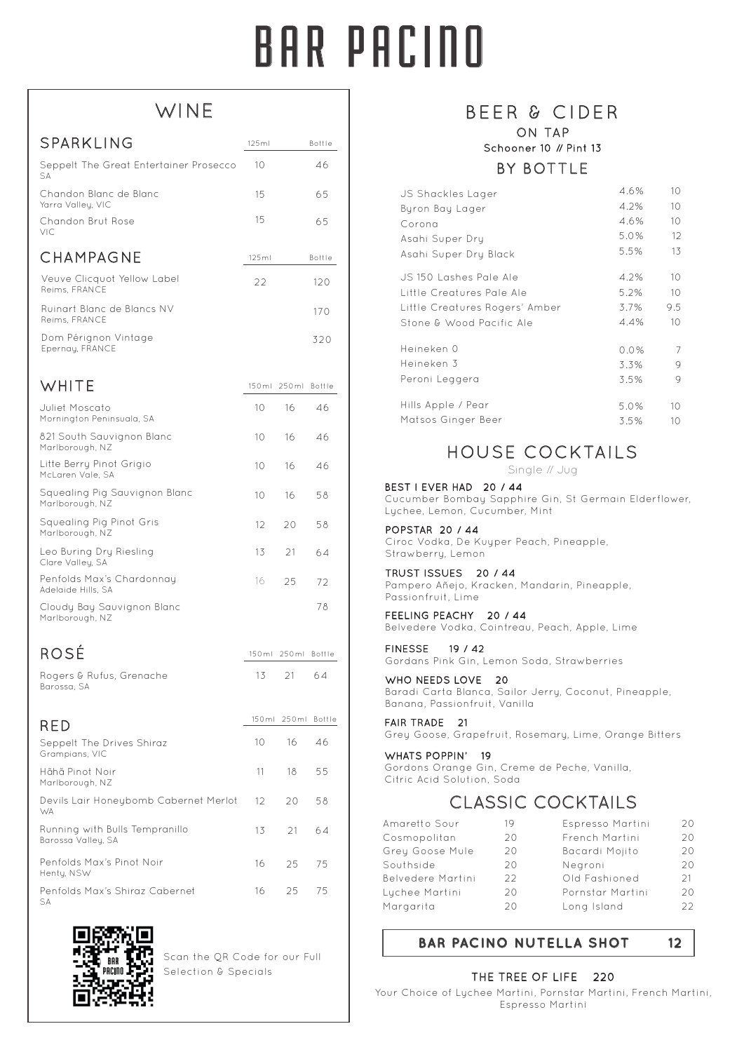# BAR PACINO

## WINE

### SPARKLING

| | 125ml | Bottle |
|---|---|---|
| Seppelt The Great Entertainer Prosecco<br>SA | 10 | 46 |
| Chandon Blanc de Blanc<br>Yarra Valley, VIC | 15 | 65 |
| Chandon Brut Rose<br>VIC | 15 | 65 |

### CHAMPAGNE

| | 125ml | Bottle |
|---|---|---|
| Veuve Clicquot Yellow Label<br>Reims, FRANCE | 22 | 120 |
| Ruinart Blanc de Blancs NV<br>Reims, FRANCE | | 170 |
| Dom Pérignon Vintage<br>Epernay, FRANCE | | 320 |

### WHITE

| | 150ml | 250ml | Bottle |
|---|---|---|---|
| Juliet Moscato<br>Mornington Peninsuala, SA | 10 | 16 | 46 |
| 821 South Sauvignon Blanc<br>Marlborough, NZ | 10 | 16 | 46 |
| Litte Berry Pinot Grigio<br>McLaren Vale, SA | 10 | 16 | 46 |
| Squealing Pig Sauvignon Blanc<br>Marlborough, NZ | 10 | 16 | 58 |
| Squealing Pig Pinot Gris<br>Marlborough, NZ | 12 | 20 | 58 |
| Leo Buring Dry Riesling<br>Clare Valley, SA | 13 | 21 | 64 |
| Penfolds Max's Chardonnay<br>Adelaide Hills, SA | 16 | 25 | 72 |
| Cloudy Bay Sauvignon Blanc<br>Marlborough, NZ | | | 78 |

### ROSÉ

| | 150ml | 250ml | Bottle |
|---|---|---|---|
| Rogers & Rufus, Grenache<br>Barossa, SA | 13 | 21 | 64 |

### RED

| | 150ml | 250ml | Bottle |
|---|---|---|---|
| Seppelt The Drives Shiraz<br>Grampians, VIC | 10 | 16 | 46 |
| Hãhã Pinot Noir<br>Marlborough, NZ | 11 | 18 | 55 |
| Devils Lair Honeybomb Cabernet Merlot<br>WA | 12 | 20 | 58 |
| Running with Bulls Tempranillo<br>Barossa Valley, SA | 13 | 21 | 64 |
| Penfolds Max's Pinot Noir<br>Henty, NSW | 16 | 25 | 75 |
| Penfolds Max's Shiraz Cabernet<br>SA | 16 | 25 | 75 |

Scan the QR Code for our Full Selection & Specials

## BEER & CIDER

### ON TAP

Schooner 10 // Pint 13

### BY BOTTLE

| | | |
|---|---|---|
| JS Shackles Lager | 4.6% | 10 |
| Byron Bay Lager | 4.2% | 10 |
| Corona | 4.6% | 10 |
| Asahi Super Dry | 5.0% | 12 |
| Asahi Super Dry Black | 5.5% | 13 |
| JS 150 Lashes Pale Ale | 4.2% | 10 |
| Little Creatures Pale Ale | 5.2% | 10 |
| Little Creatures Rogers' Amber | 3.7% | 9.5 |
| Stone & Wood Pacific Ale | 4.4% | 10 |
| Heineken 0 | 0.0% | 7 |
| Heineken 3 | 3.3% | 9 |
| Peroni Leggera | 3.5% | 9 |
| Hills Apple / Pear | 5.0% | 10 |
| Matsos Ginger Beer | 3.5% | 10 |

## HOUSE COCKTAILS

Single // Jug

**BEST I EVER HAD 20 / 44**
Cucumber Bombay Sapphire Gin, St Germain Elderflower, Lychee, Lemon, Cucumber, Mint

**POPSTAR 20 / 44**
Ciroc Vodka, De Kuyper Peach, Pineapple, Strawberry, Lemon

**TRUST ISSUES 20 / 44**
Pampero Añejo, Kracken, Mandarin, Pineapple, Passionfruit, Lime

**FEELING PEACHY 20 / 44**
Belvedere Vodka, Cointreau, Peach, Apple, Lime

**FINESSE 19 / 42**
Gordans Pink Gin, Lemon Soda, Strawberries

**WHO NEEDS LOVE 20**
Baradi Carta Blanca, Sailor Jerry, Coconut, Pineapple, Banana, Passionfruit, Vanilla

**FAIR TRADE 21**
Grey Goose, Grapefruit, Rosemary, Lime, Orange Bitters

**WHATS POPPIN' 19**
Gordons Orange Gin, Creme de Peche, Vanilla, Citric Acid Solution, Soda

## CLASSIC COCKTAILS

| | | | |
|---|---|---|---|
| Amaretto Sour | 19 | Espresso Martini | 20 |
| Cosmopolitan | 20 | French Martini | 20 |
| Grey Goose Mule | 20 | Bacardi Mojito | 20 |
| Southside | 20 | Negroni | 20 |
| Belvedere Martini | 22 | Old Fashioned | 21 |
| Lychee Martini | 20 | Pornstar Martini | 20 |
| Margarita | 20 | Long Island | 22 |

**BAR PACINO NUTELLA SHOT 12**

**THE TREE OF LIFE 220**
Your Choice of Lychee Martini, Pornstar Martini, French Martini, Espresso Martini